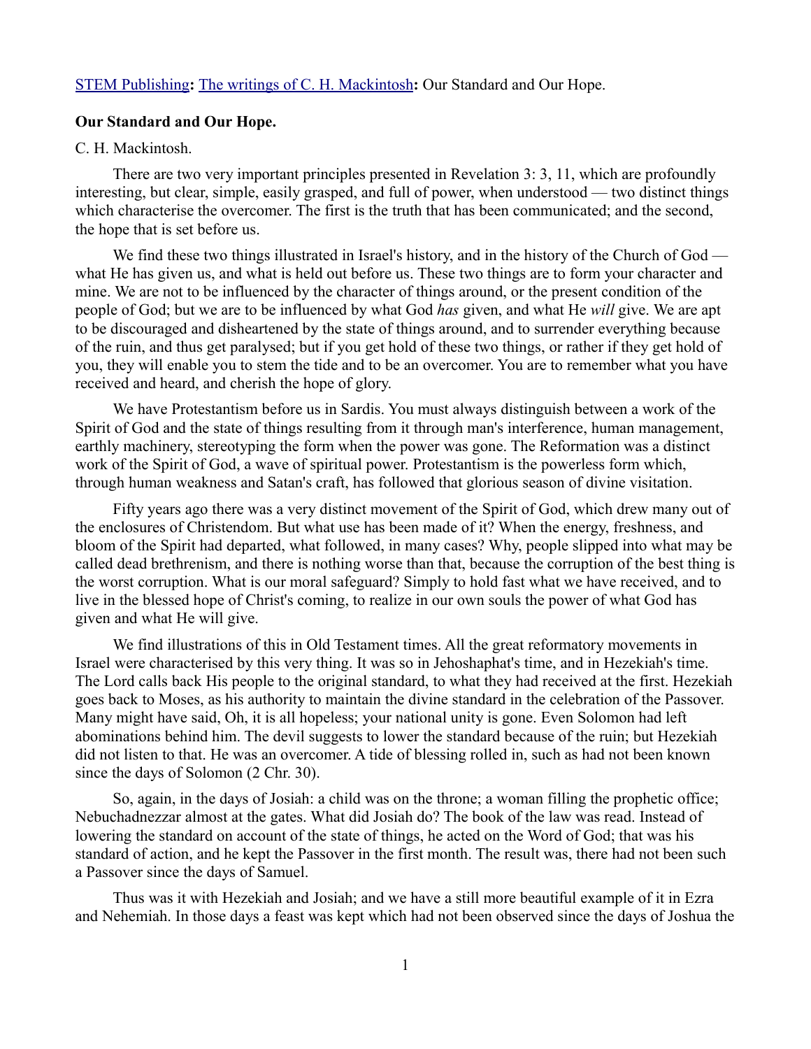STEM Publishing**:** The writings of C. H. Mackintosh**:** Our Standard and Our Hope.

**Our Standard and Our Hope.**

C. H. Mackintosh.

There are two very important principles presented in Revelation 3: 3, 11, which are profoundly interesting, but clear, simple, easily grasped, and full of power, when understood — two distinct things which characterise the overcomer. The first is the truth that has been communicated; and the second, the hope that is set before us.

We find these two things illustrated in Israel's history, and in the history of the Church of God — what He has given us, and what is held out before us. These two things are to form your character and mine. We are not to be influenced by the character of things around, or the present condition of the people of God; but we are to be influenced by what God *has* given, and what He *will* give. We are apt to be discouraged and disheartened by the state of things around, and to surrender everything because of the ruin, and thus get paralysed; but if you get hold of these two things, or rather if they get hold of you, they will enable you to stem the tide and to be an overcomer. You are to remember what you have received and heard, and cherish the hope of glory.

We have Protestantism before us in Sardis. You must always distinguish between a work of the Spirit of God and the state of things resulting from it through man's interference, human management, earthly machinery, stereotyping the form when the power was gone. The Reformation was a distinct work of the Spirit of God, a wave of spiritual power. Protestantism is the powerless form which, through human weakness and Satan's craft, has followed that glorious season of divine visitation.

Fifty years ago there was a very distinct movement of the Spirit of God, which drew many out of the enclosures of Christendom. But what use has been made of it? When the energy, freshness, and bloom of the Spirit had departed, what followed, in many cases? Why, people slipped into what may be called dead brethrenism, and there is nothing worse than that, because the corruption of the best thing is the worst corruption. What is our moral safeguard? Simply to hold fast what we have received, and to live in the blessed hope of Christ's coming, to realize in our own souls the power of what God has given and what He will give.

We find illustrations of this in Old Testament times. All the great reformatory movements in Israel were characterised by this very thing. It was so in Jehoshaphat's time, and in Hezekiah's time. The Lord calls back His people to the original standard, to what they had received at the first. Hezekiah goes back to Moses, as his authority to maintain the divine standard in the celebration of the Passover. Many might have said, Oh, it is all hopeless; your national unity is gone. Even Solomon had left abominations behind him. The devil suggests to lower the standard because of the ruin; but Hezekiah did not listen to that. He was an overcomer. A tide of blessing rolled in, such as had not been known since the days of Solomon (2 Chr. 30).

So, again, in the days of Josiah: a child was on the throne; a woman filling the prophetic office; Nebuchadnezzar almost at the gates. What did Josiah do? The book of the law was read. Instead of lowering the standard on account of the state of things, he acted on the Word of God; that was his standard of action, and he kept the Passover in the first month. The result was, there had not been such a Passover since the days of Samuel.

Thus was it with Hezekiah and Josiah; and we have a still more beautiful example of it in Ezra and Nehemiah. In those days a feast was kept which had not been observed since the days of Joshua the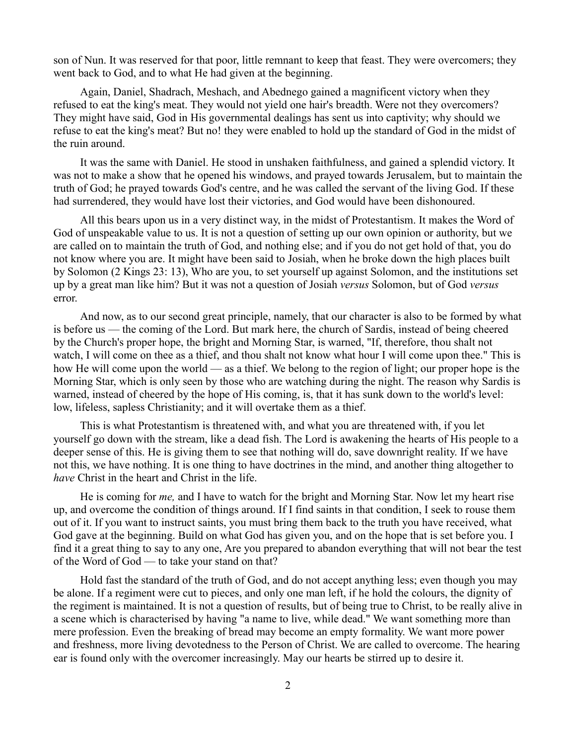son of Nun. It was reserved for that poor, little remnant to keep that feast. They were overcomers; they went back to God, and to what He had given at the beginning.

Again, Daniel, Shadrach, Meshach, and Abednego gained a magnificent victory when they refused to eat the king's meat. They would not yield one hair's breadth. Were not they overcomers? They might have said, God in His governmental dealings has sent us into captivity; why should we refuse to eat the king's meat? But no! they were enabled to hold up the standard of God in the midst of the ruin around.

It was the same with Daniel. He stood in unshaken faithfulness, and gained a splendid victory. It was not to make a show that he opened his windows, and prayed towards Jerusalem, but to maintain the truth of God; he prayed towards God's centre, and he was called the servant of the living God. If these had surrendered, they would have lost their victories, and God would have been dishonoured.

All this bears upon us in a very distinct way, in the midst of Protestantism. It makes the Word of God of unspeakable value to us. It is not a question of setting up our own opinion or authority, but we are called on to maintain the truth of God, and nothing else; and if you do not get hold of that, you do not know where you are. It might have been said to Josiah, when he broke down the high places built by Solomon (2 Kings 23: 13), Who are you, to set yourself up against Solomon, and the institutions set up by a great man like him? But it was not a question of Josiah *versus* Solomon, but of God *versus* error.

And now, as to our second great principle, namely, that our character is also to be formed by what is before us — the coming of the Lord. But mark here, the church of Sardis, instead of being cheered by the Church's proper hope, the bright and Morning Star, is warned, "If, therefore, thou shalt not watch, I will come on thee as a thief, and thou shalt not know what hour I will come upon thee." This is how He will come upon the world — as a thief. We belong to the region of light; our proper hope is the Morning Star, which is only seen by those who are watching during the night. The reason why Sardis is warned, instead of cheered by the hope of His coming, is, that it has sunk down to the world's level: low, lifeless, sapless Christianity; and it will overtake them as a thief.

This is what Protestantism is threatened with, and what you are threatened with, if you let yourself go down with the stream, like a dead fish. The Lord is awakening the hearts of His people to a deeper sense of this. He is giving them to see that nothing will do, save downright reality. If we have not this, we have nothing. It is one thing to have doctrines in the mind, and another thing altogether to *have* Christ in the heart and Christ in the life.

He is coming for *me,* and I have to watch for the bright and Morning Star. Now let my heart rise up, and overcome the condition of things around. If I find saints in that condition, I seek to rouse them out of it. If you want to instruct saints, you must bring them back to the truth you have received, what God gave at the beginning. Build on what God has given you, and on the hope that is set before you. I find it a great thing to say to any one, Are you prepared to abandon everything that will not bear the test of the Word of God — to take your stand on that?

Hold fast the standard of the truth of God, and do not accept anything less; even though you may be alone. If a regiment were cut to pieces, and only one man left, if he hold the colours, the dignity of the regiment is maintained. It is not a question of results, but of being true to Christ, to be really alive in a scene which is characterised by having "a name to live, while dead." We want something more than mere profession. Even the breaking of bread may become an empty formality. We want more power and freshness, more living devotedness to the Person of Christ. We are called to overcome. The hearing ear is found only with the overcomer increasingly. May our hearts be stirred up to desire it.